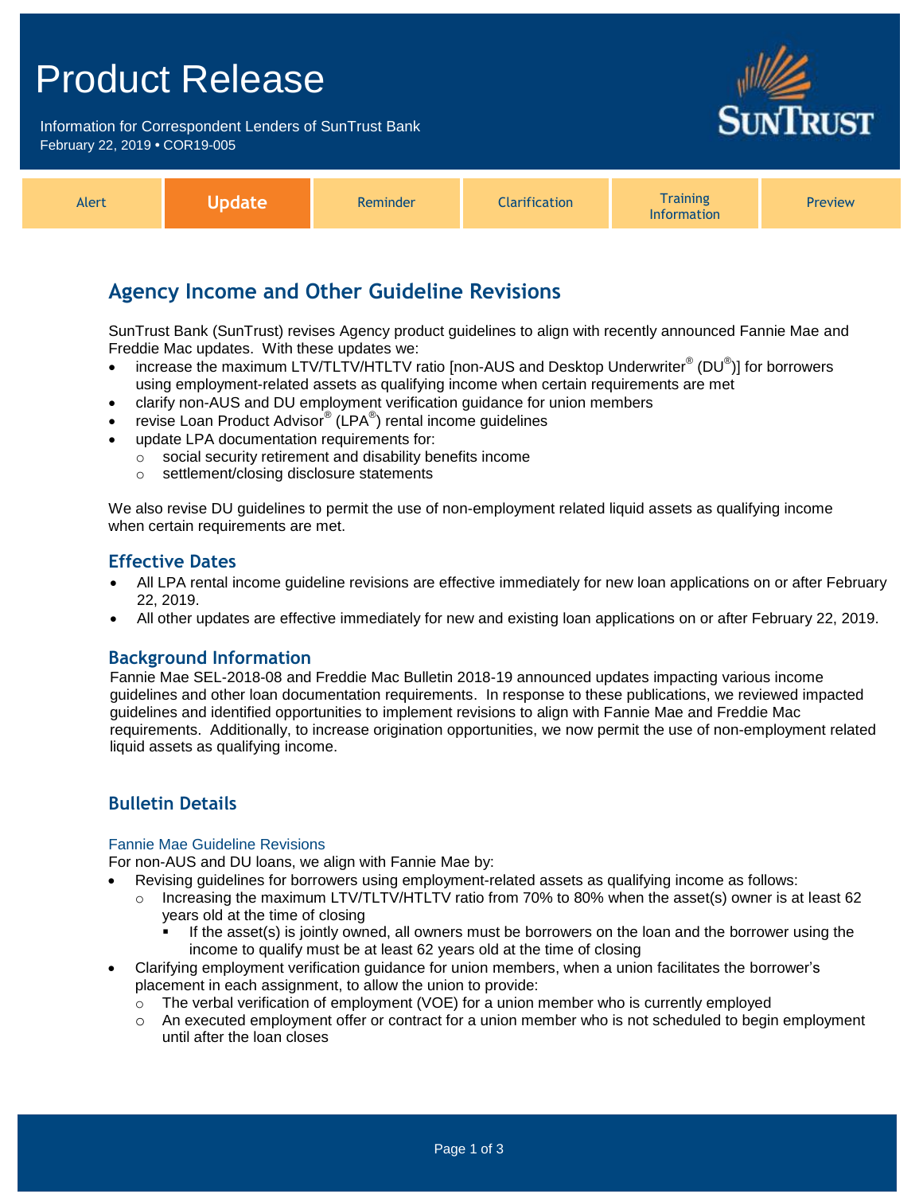# Product Release

Information for Correspondent Lenders of SunTrust Bank
February 22, 2019 • COR19-005

| Alert | **Update** | Reminder | Clarification | Training Information | Preview |
|---|---|---|---|---|---|

## Agency Income and Other Guideline Revisions

SunTrust Bank (SunTrust) revises Agency product guidelines to align with recently announced Fannie Mae and Freddie Mac updates. With these updates we:

- increase the maximum LTV/TLTV/HTLTV ratio [non-AUS and Desktop Underwriter® (DU®)] for borrowers using employment-related assets as qualifying income when certain requirements are met
- clarify non-AUS and DU employment verification guidance for union members
- revise Loan Product Advisor® (LPA®) rental income guidelines
- update LPA documentation requirements for:
  - social security retirement and disability benefits income
  - settlement/closing disclosure statements

We also revise DU guidelines to permit the use of non-employment related liquid assets as qualifying income when certain requirements are met.

### Effective Dates

- All LPA rental income guideline revisions are effective immediately for new loan applications on or after February 22, 2019.
- All other updates are effective immediately for new and existing loan applications on or after February 22, 2019.

### Background Information

Fannie Mae SEL-2018-08 and Freddie Mac Bulletin 2018-19 announced updates impacting various income guidelines and other loan documentation requirements. In response to these publications, we reviewed impacted guidelines and identified opportunities to implement revisions to align with Fannie Mae and Freddie Mac requirements. Additionally, to increase origination opportunities, we now permit the use of non-employment related liquid assets as qualifying income.

### Bulletin Details

#### Fannie Mae Guideline Revisions

For non-AUS and DU loans, we align with Fannie Mae by:

- Revising guidelines for borrowers using employment-related assets as qualifying income as follows:
  - Increasing the maximum LTV/TLTV/HTLTV ratio from 70% to 80% when the asset(s) owner is at least 62 years old at the time of closing
    - If the asset(s) is jointly owned, all owners must be borrowers on the loan and the borrower using the income to qualify must be at least 62 years old at the time of closing
- Clarifying employment verification guidance for union members, when a union facilitates the borrower's placement in each assignment, to allow the union to provide:
  - The verbal verification of employment (VOE) for a union member who is currently employed
  - An executed employment offer or contract for a union member who is not scheduled to begin employment until after the loan closes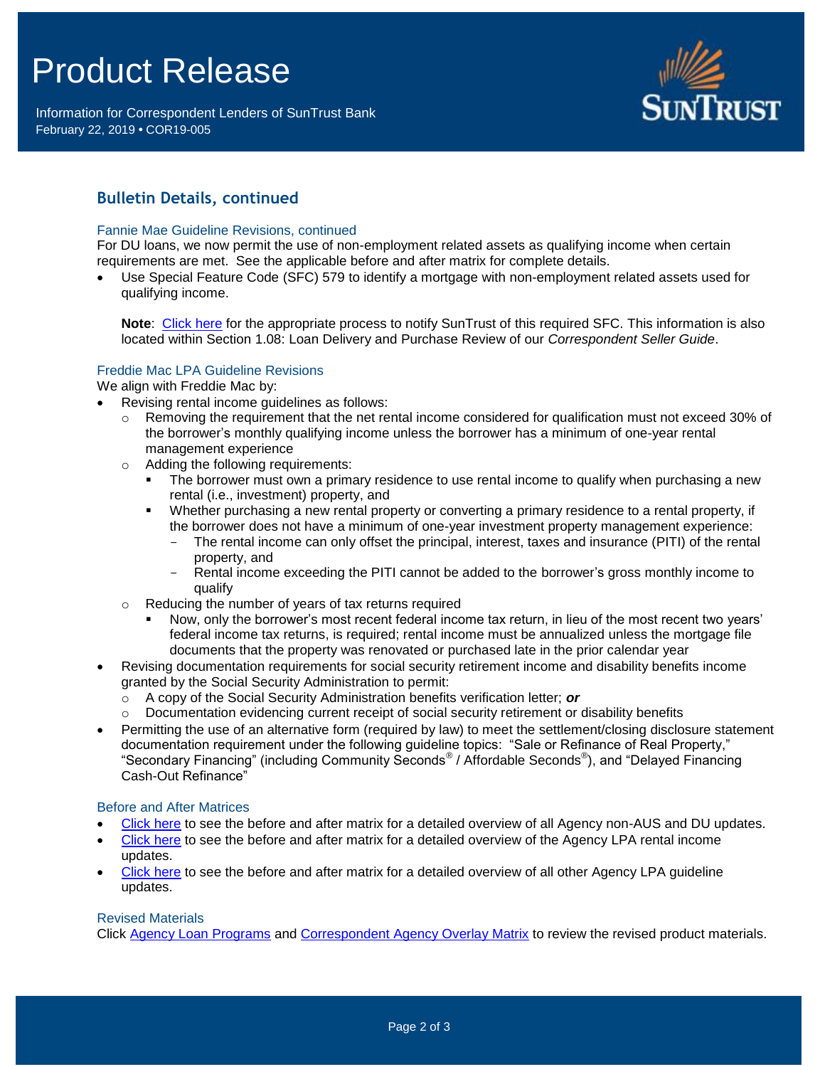## Bulletin Details, continued

### Fannie Mae Guideline Revisions, continued

For DU loans, we now permit the use of non-employment related assets as qualifying income when certain requirements are met. See the applicable before and after matrix for complete details.

- Use Special Feature Code (SFC) 579 to identify a mortgage with non-employment related assets used for qualifying income.

  **Note**: Click here for the appropriate process to notify SunTrust of this required SFC. This information is also located within Section 1.08: Loan Delivery and Purchase Review of our *Correspondent Seller Guide*.

### Freddie Mac LPA Guideline Revisions

We align with Freddie Mac by:

- Revising rental income guidelines as follows:
  - Removing the requirement that the net rental income considered for qualification must not exceed 30% of the borrower's monthly qualifying income unless the borrower has a minimum of one-year rental management experience
  - Adding the following requirements:
    - The borrower must own a primary residence to use rental income to qualify when purchasing a new rental (i.e., investment) property, and
    - Whether purchasing a new rental property or converting a primary residence to a rental property, if the borrower does not have a minimum of one-year investment property management experience:
      - The rental income can only offset the principal, interest, taxes and insurance (PITI) of the rental property, and
      - Rental income exceeding the PITI cannot be added to the borrower's gross monthly income to qualify
  - Reducing the number of years of tax returns required
    - Now, only the borrower's most recent federal income tax return, in lieu of the most recent two years' federal income tax returns, is required; rental income must be annualized unless the mortgage file documents that the property was renovated or purchased late in the prior calendar year
- Revising documentation requirements for social security retirement income and disability benefits income granted by the Social Security Administration to permit:
  - A copy of the Social Security Administration benefits verification letter; ***or***
  - Documentation evidencing current receipt of social security retirement or disability benefits
- Permitting the use of an alternative form (required by law) to meet the settlement/closing disclosure statement documentation requirement under the following guideline topics: "Sale or Refinance of Real Property," "Secondary Financing" (including Community Seconds® / Affordable Seconds®), and "Delayed Financing Cash-Out Refinance"

### Before and After Matrices

- Click here to see the before and after matrix for a detailed overview of all Agency non-AUS and DU updates.
- Click here to see the before and after matrix for a detailed overview of the Agency LPA rental income updates.
- Click here to see the before and after matrix for a detailed overview of all other Agency LPA guideline updates.

### Revised Materials

Click Agency Loan Programs and Correspondent Agency Overlay Matrix to review the revised product materials.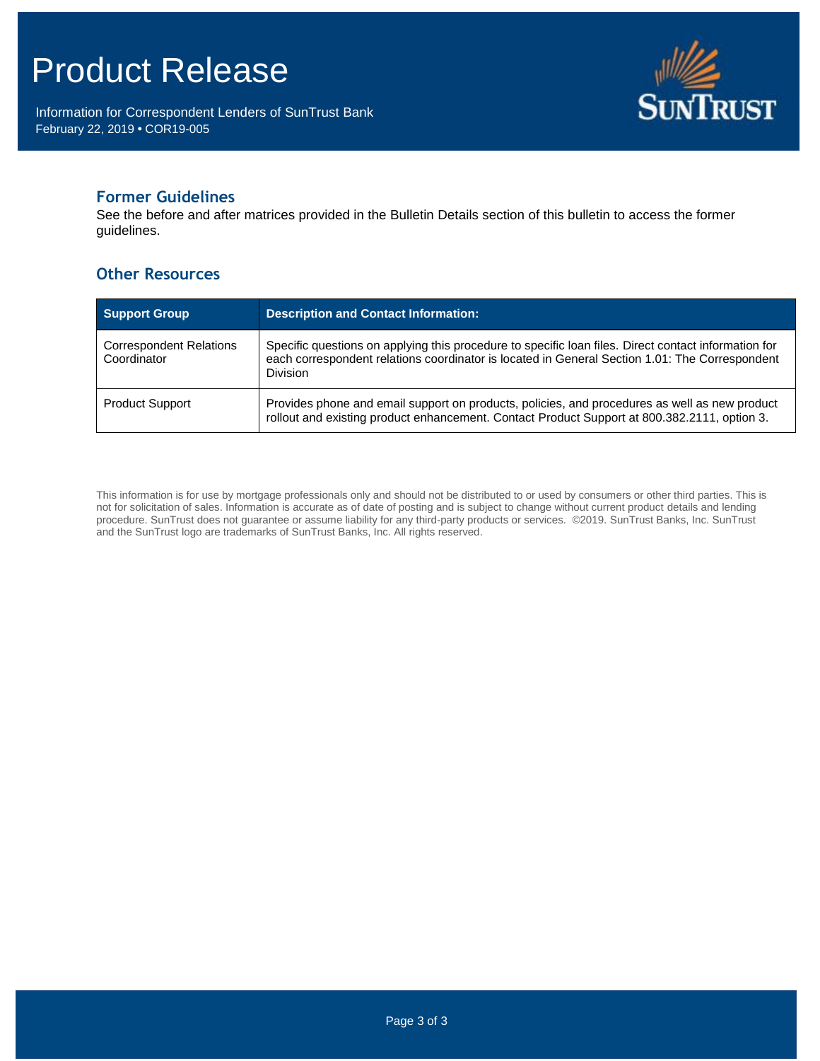# Product Release

Information for Correspondent Lenders of SunTrust Bank
February 22, 2019 • COR19-005

## Former Guidelines

See the before and after matrices provided in the Bulletin Details section of this bulletin to access the former guidelines.

## Other Resources

| Support Group | Description and Contact Information: |
|---|---|
| Correspondent Relations Coordinator | Specific questions on applying this procedure to specific loan files. Direct contact information for each correspondent relations coordinator is located in General Section 1.01: The Correspondent Division |
| Product Support | Provides phone and email support on products, policies, and procedures as well as new product rollout and existing product enhancement. Contact Product Support at 800.382.2111, option 3. |

This information is for use by mortgage professionals only and should not be distributed to or used by consumers or other third parties. This is not for solicitation of sales. Information is accurate as of date of posting and is subject to change without current product details and lending procedure. SunTrust does not guarantee or assume liability for any third-party products or services. ©2019. SunTrust Banks, Inc. SunTrust and the SunTrust logo are trademarks of SunTrust Banks, Inc. All rights reserved.